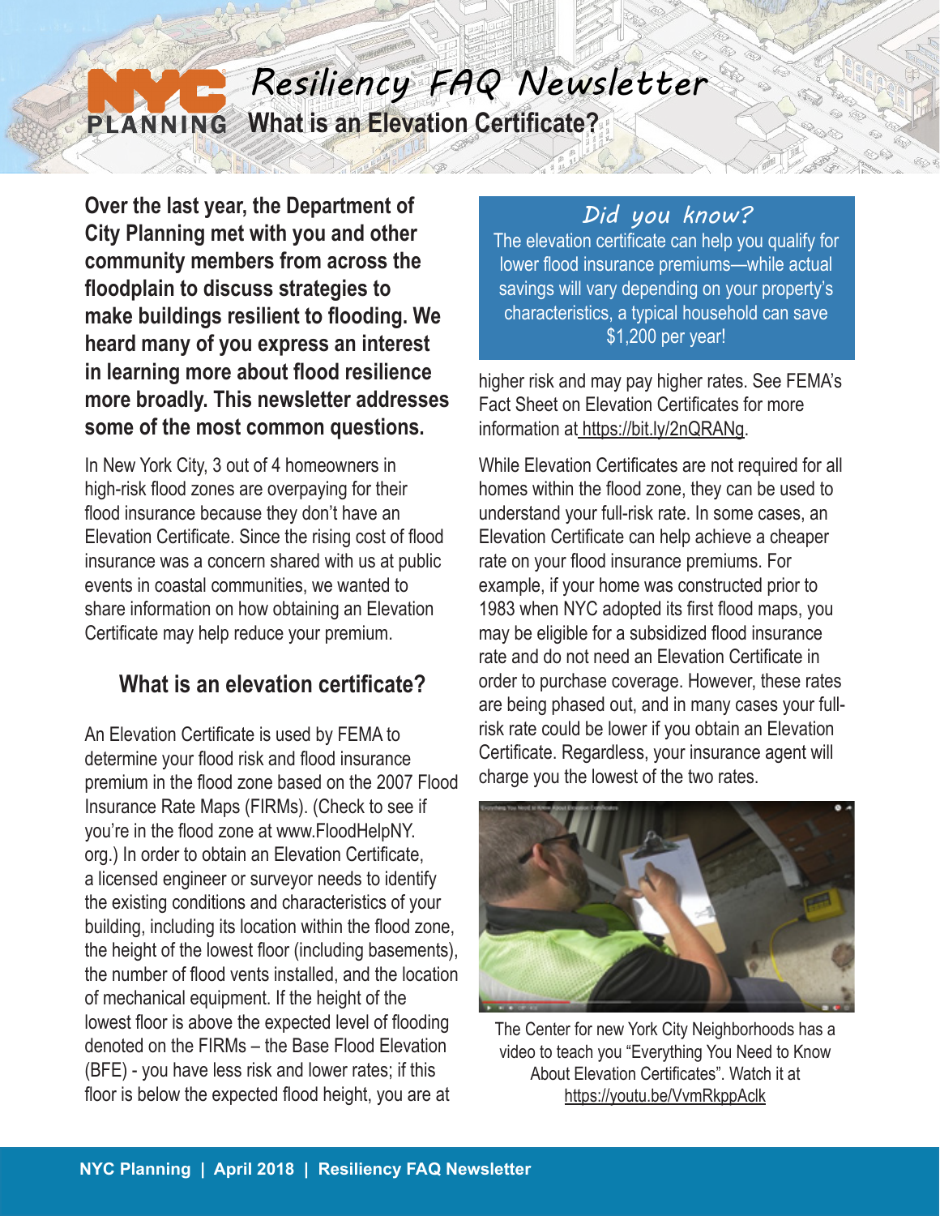# Resiliency FAQ Newsletter

## What is an Elevation Certificate?

**Over the last year, the Department of City Planning met with you and other community members from across the floodplain to discuss strategies to make buildings resilient to flooding. We heard many of you express an interest in learning more about flood resilience more broadly. This newsletter addresses some of the most common questions.**

In New York City, 3 out of 4 homeowners in high-risk flood zones are overpaying for their flood insurance because they don't have an Elevation Certificate. Since the rising cost of flood insurance was a concern shared with us at public events in coastal communities, we wanted to share information on how obtaining an Elevation Certificate may help reduce your premium.

### What is an elevation certificate?

An Elevation Certificate is used by FEMA to determine your flood risk and flood insurance premium in the flood zone based on the 2007 Flood Insurance Rate Maps (FIRMs). (Check to see if you're in the flood zone at www.FloodHelpNY.org.) In order to obtain an Elevation Certificate, a licensed engineer or surveyor needs to identify the existing conditions and characteristics of your building, including its location within the flood zone, the height of the lowest floor (including basements), the number of flood vents installed, and the location of mechanical equipment. If the height of the lowest floor is above the expected level of flooding denoted on the FIRMs – the Base Flood Elevation (BFE) - you have less risk and lower rates; if this floor is below the expected flood height, you are at higher risk and may pay higher rates. See FEMA's Fact Sheet on Elevation Certificates for more information at https://bit.ly/2nQRANg.

> ***Did you know?***
> The elevation certificate can help you qualify for lower flood insurance premiums—while actual savings will vary depending on your property's characteristics, a typical household can save $1,200 per year!

While Elevation Certificates are not required for all homes within the flood zone, they can be used to understand your full-risk rate. In some cases, an Elevation Certificate can help achieve a cheaper rate on your flood insurance premiums. For example, if your home was constructed prior to 1983 when NYC adopted its first flood maps, you may be eligible for a subsidized flood insurance rate and do not need an Elevation Certificate in order to purchase coverage. However, these rates are being phased out, and in many cases your full-risk rate could be lower if you obtain an Elevation Certificate. Regardless, your insurance agent will charge you the lowest of the two rates.

The Center for new York City Neighborhoods has a video to teach you "Everything You Need to Know About Elevation Certificates". Watch it at https://youtu.be/VvmRkppAclk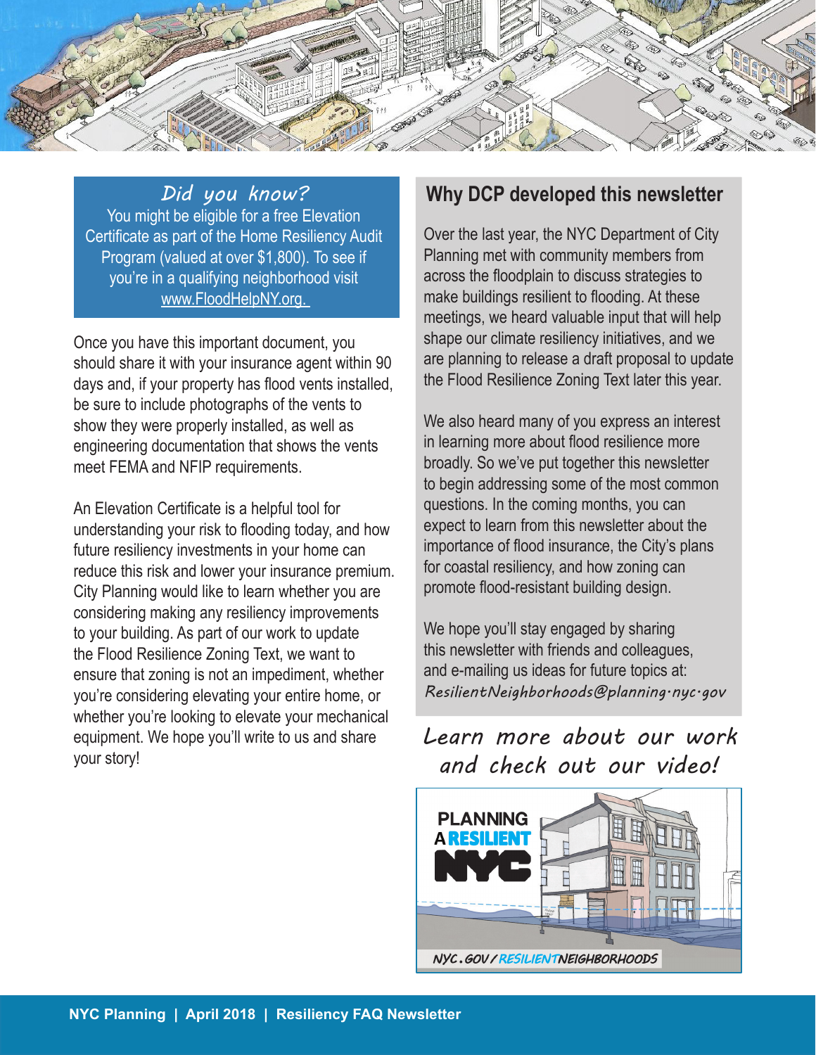*Did you know?*

You might be eligible for a free Elevation Certificate as part of the Home Resiliency Audit Program (valued at over $1,800). To see if you're in a qualifying neighborhood visit www.FloodHelpNY.org.

Once you have this important document, you should share it with your insurance agent within 90 days and, if your property has flood vents installed, be sure to include photographs of the vents to show they were properly installed, as well as engineering documentation that shows the vents meet FEMA and NFIP requirements.

An Elevation Certificate is a helpful tool for understanding your risk to flooding today, and how future resiliency investments in your home can reduce this risk and lower your insurance premium. City Planning would like to learn whether you are considering making any resiliency improvements to your building. As part of our work to update the Flood Resilience Zoning Text, we want to ensure that zoning is not an impediment, whether you're considering elevating your entire home, or whether you're looking to elevate your mechanical equipment. We hope you'll write to us and share your story!

## Why DCP developed this newsletter

Over the last year, the NYC Department of City Planning met with community members from across the floodplain to discuss strategies to make buildings resilient to flooding. At these meetings, we heard valuable input that will help shape our climate resiliency initiatives, and we are planning to release a draft proposal to update the Flood Resilience Zoning Text later this year.

We also heard many of you express an interest in learning more about flood resilience more broadly. So we've put together this newsletter to begin addressing some of the most common questions. In the coming months, you can expect to learn from this newsletter about the importance of flood insurance, the City's plans for coastal resiliency, and how zoning can promote flood-resistant building design.

We hope you'll stay engaged by sharing this newsletter with friends and colleagues, and e-mailing us ideas for future topics at: *ResilientNeighborhoods@planning.nyc.gov*

*Learn more about our work and check out our video!*

PLANNING A RESILIENT NYC

NYC.GOV/RESILIENTNEIGHBORHOODS